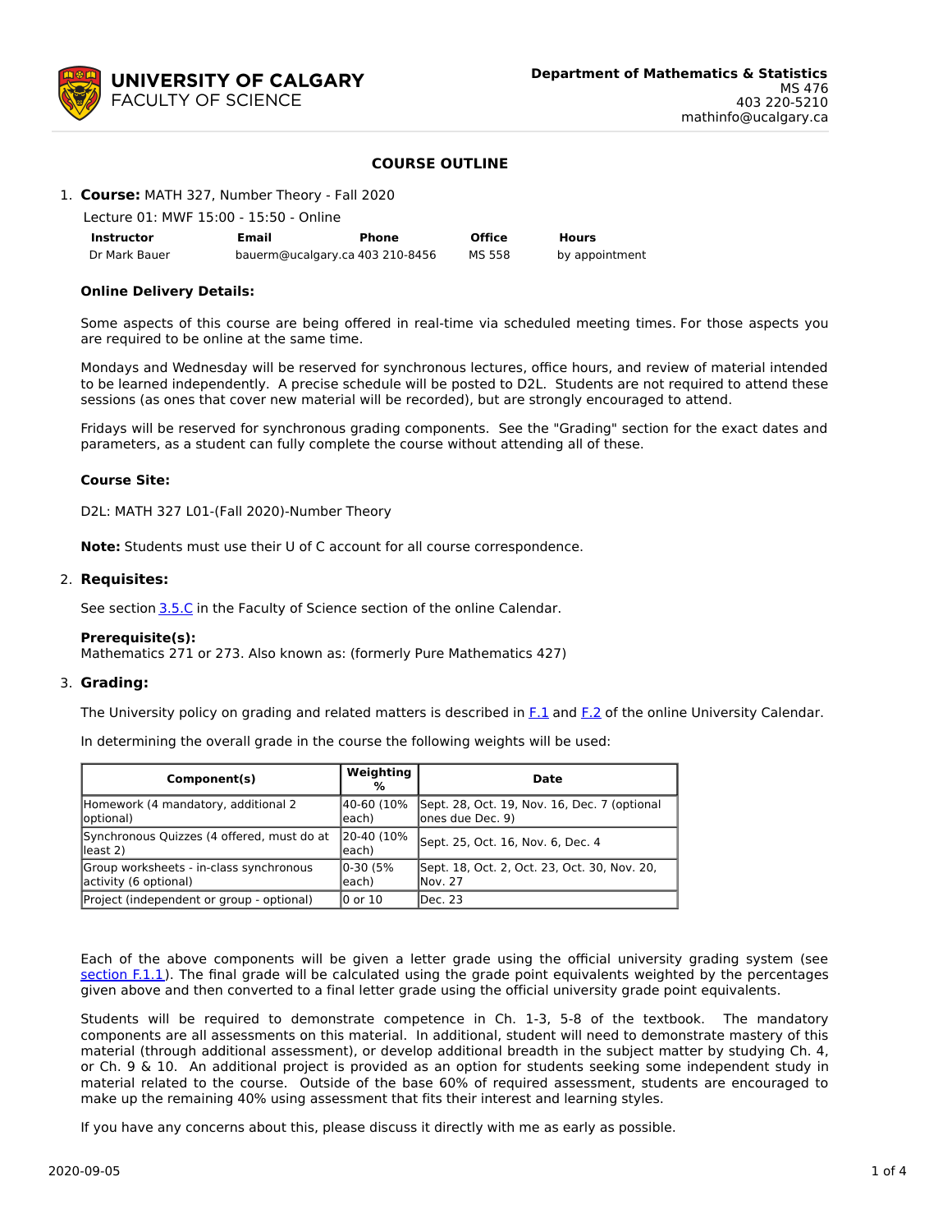**Department of Mathematics & Statistics**
MS 476
403 220-5210
mathinfo@ucalgary.ca

# COURSE OUTLINE

1. **Course:** MATH 327, Number Theory - Fall 2020

   Lecture 01: MWF 15:00 - 15:50 - Online

| Instructor | Email | Phone | Office | Hours |
|---|---|---|---|---|
| Dr Mark Bauer | bauerm@ucalgary.ca | 403 210-8456 | MS 558 | by appointment |

### Online Delivery Details:

Some aspects of this course are being offered in real-time via scheduled meeting times. For those aspects you are required to be online at the same time.

Mondays and Wednesday will be reserved for synchronous lectures, office hours, and review of material intended to be learned independently. A precise schedule will be posted to D2L. Students are not required to attend these sessions (as ones that cover new material will be recorded), but are strongly encouraged to attend.

Fridays will be reserved for synchronous grading components. See the "Grading" section for the exact dates and parameters, as a student can fully complete the course without attending all of these.

### Course Site:

D2L: MATH 327 L01-(Fall 2020)-Number Theory

**Note:** Students must use their U of C account for all course correspondence.

2. **Requisites:**

   See section 3.5.C in the Faculty of Science section of the online Calendar.

   **Prerequisite(s):**
   Mathematics 271 or 273. Also known as: (formerly Pure Mathematics 427)

3. **Grading:**

   The University policy on grading and related matters is described in F.1 and F.2 of the online University Calendar.

   In determining the overall grade in the course the following weights will be used:

| Component(s) | Weighting % | Date |
|---|---|---|
| Homework (4 mandatory, additional 2 optional) | 40-60 (10% each) | Sept. 28, Oct. 19, Nov. 16, Dec. 7 (optional ones due Dec. 9) |
| Synchronous Quizzes (4 offered, must do at least 2) | 20-40 (10% each) | Sept. 25, Oct. 16, Nov. 6, Dec. 4 |
| Group worksheets - in-class synchronous activity (6 optional) | 0-30 (5% each) | Sept. 18, Oct. 2, Oct. 23, Oct. 30, Nov. 20, Nov. 27 |
| Project (independent or group - optional) | 0 or 10 | Dec. 23 |

Each of the above components will be given a letter grade using the official university grading system (see section F.1.1). The final grade will be calculated using the grade point equivalents weighted by the percentages given above and then converted to a final letter grade using the official university grade point equivalents.

Students will be required to demonstrate competence in Ch. 1-3, 5-8 of the textbook. The mandatory components are all assessments on this material. In additional, student will need to demonstrate mastery of this material (through additional assessment), or develop additional breadth in the subject matter by studying Ch. 4, or Ch. 9 & 10. An additional project is provided as an option for students seeking some independent study in material related to the course. Outside of the base 60% of required assessment, students are encouraged to make up the remaining 40% using assessment that fits their interest and learning styles.

If you have any concerns about this, please discuss it directly with me as early as possible.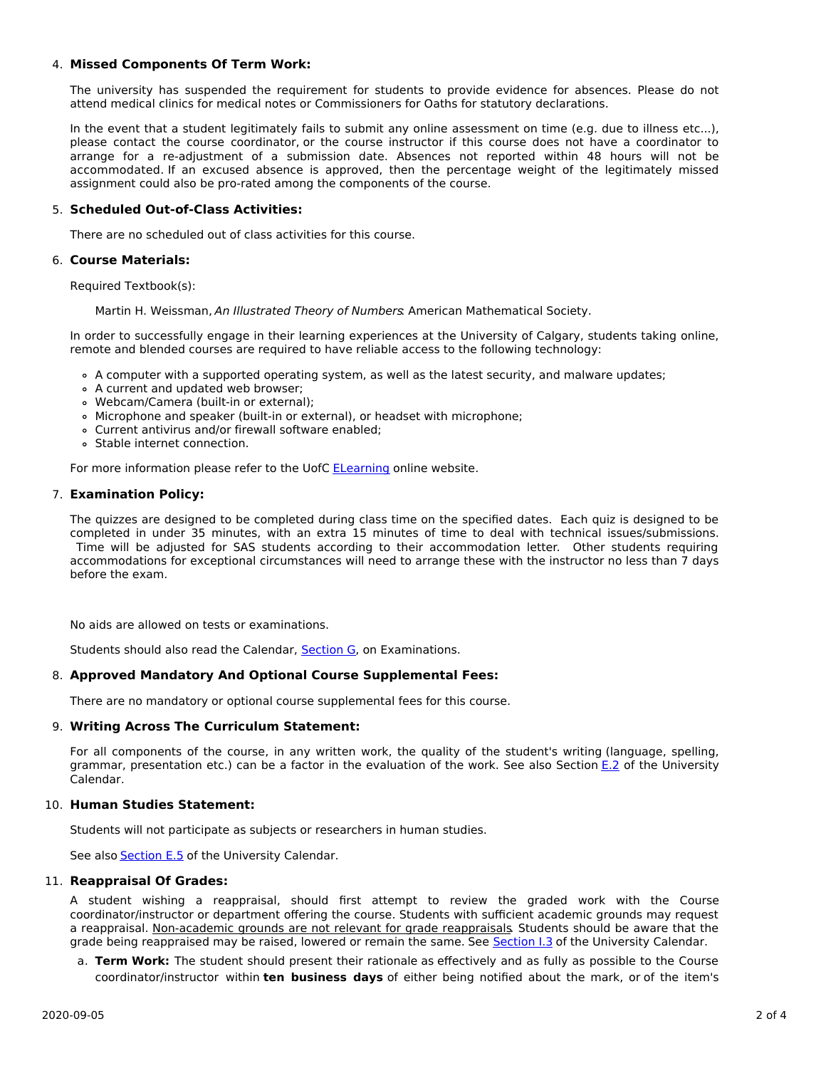4. **Missed Components Of Term Work:**

   The university has suspended the requirement for students to provide evidence for absences. Please do not attend medical clinics for medical notes or Commissioners for Oaths for statutory declarations.

   In the event that a student legitimately fails to submit any online assessment on time (e.g. due to illness etc...), please contact the course coordinator, or the course instructor if this course does not have a coordinator to arrange for a re-adjustment of a submission date. Absences not reported within 48 hours will not be accommodated. If an excused absence is approved, then the percentage weight of the legitimately missed assignment could also be pro-rated among the components of the course.

5. **Scheduled Out-of-Class Activities:**

   There are no scheduled out of class activities for this course.

6. **Course Materials:**

   Required Textbook(s):

   Martin H. Weissman, *An Illustrated Theory of Numbers*: American Mathematical Society.

   In order to successfully engage in their learning experiences at the University of Calgary, students taking online, remote and blended courses are required to have reliable access to the following technology:

   - A computer with a supported operating system, as well as the latest security, and malware updates;
   - A current and updated web browser;
   - Webcam/Camera (built-in or external);
   - Microphone and speaker (built-in or external), or headset with microphone;
   - Current antivirus and/or firewall software enabled;
   - Stable internet connection.

   For more information please refer to the UofC [ELearning](ELearning) online website.

7. **Examination Policy:**

   The quizzes are designed to be completed during class time on the specified dates. Each quiz is designed to be completed in under 35 minutes, with an extra 15 minutes of time to deal with technical issues/submissions. Time will be adjusted for SAS students according to their accommodation letter. Other students requiring accommodations for exceptional circumstances will need to arrange these with the instructor no less than 7 days before the exam.

   No aids are allowed on tests or examinations.

   Students should also read the Calendar, [Section G](Section G), on Examinations.

8. **Approved Mandatory And Optional Course Supplemental Fees:**

   There are no mandatory or optional course supplemental fees for this course.

9. **Writing Across The Curriculum Statement:**

   For all components of the course, in any written work, the quality of the student's writing (language, spelling, grammar, presentation etc.) can be a factor in the evaluation of the work. See also Section [E.2](E.2) of the University Calendar.

10. **Human Studies Statement:**

    Students will not participate as subjects or researchers in human studies.

    See also [Section E.5](Section E.5) of the University Calendar.

11. **Reappraisal Of Grades:**

    A student wishing a reappraisal, should first attempt to review the graded work with the Course coordinator/instructor or department offering the course. Students with sufficient academic grounds may request a reappraisal. Non-academic grounds are not relevant for grade reappraisals. Students should be aware that the grade being reappraised may be raised, lowered or remain the same. See [Section I.3](Section I.3) of the University Calendar.

    a. **Term Work:** The student should present their rationale as effectively and as fully as possible to the Course coordinator/instructor within **ten business days** of either being notified about the mark, or of the item's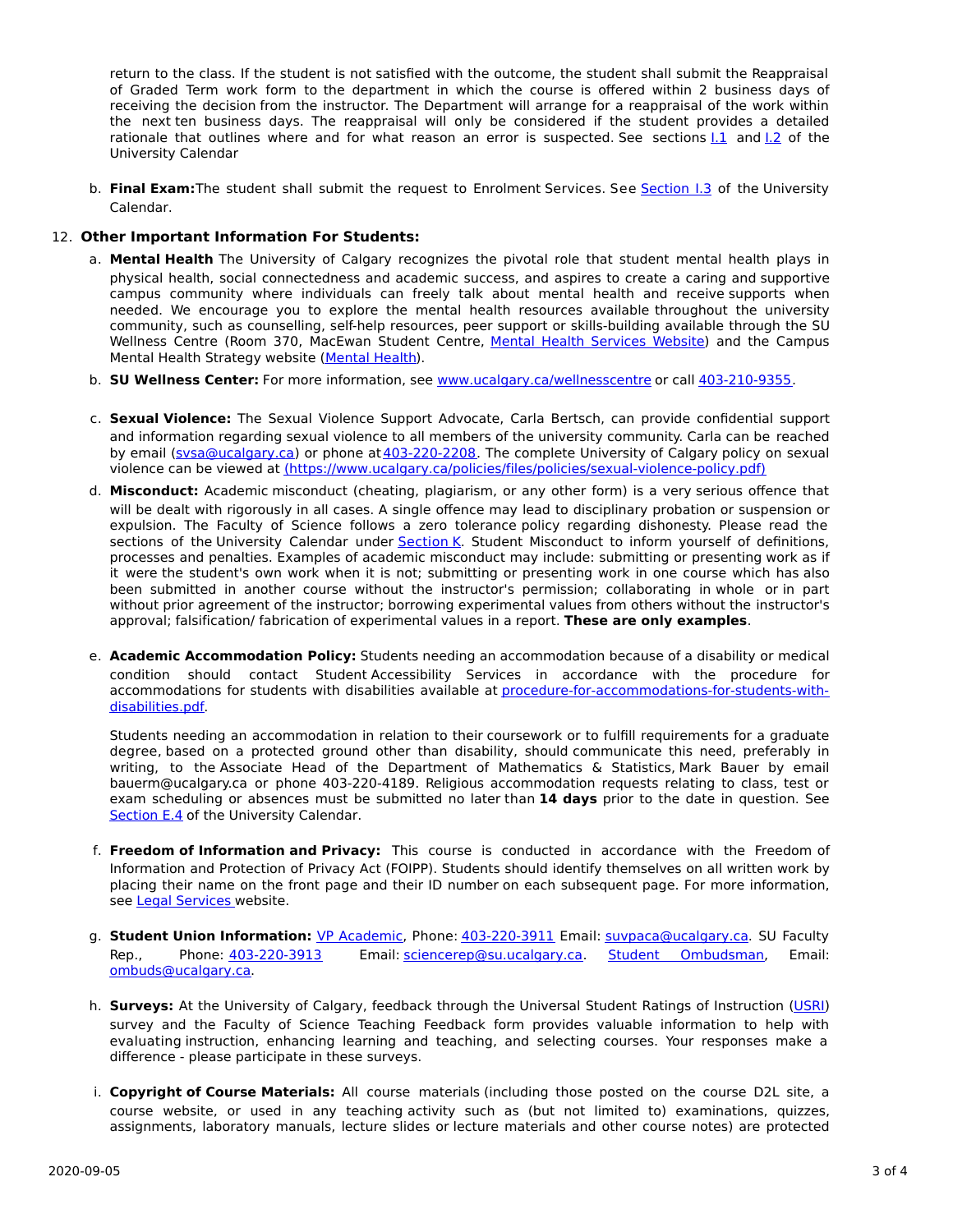return to the class. If the student is not satisfied with the outcome, the student shall submit the Reappraisal of Graded Term work form to the department in which the course is offered within 2 business days of receiving the decision from the instructor. The Department will arrange for a reappraisal of the work within the next ten business days. The reappraisal will only be considered if the student provides a detailed rationale that outlines where and for what reason an error is suspected. See sections I.1 and I.2 of the University Calendar

b. **Final Exam:** The student shall submit the request to Enrolment Services. See Section I.3 of the University Calendar.

12. **Other Important Information For Students:**

a. **Mental Health** The University of Calgary recognizes the pivotal role that student mental health plays in physical health, social connectedness and academic success, and aspires to create a caring and supportive campus community where individuals can freely talk about mental health and receive supports when needed. We encourage you to explore the mental health resources available throughout the university community, such as counselling, self-help resources, peer support or skills-building available through the SU Wellness Centre (Room 370, MacEwan Student Centre, Mental Health Services Website) and the Campus Mental Health Strategy website (Mental Health).

b. **SU Wellness Center:** For more information, see www.ucalgary.ca/wellnesscentre or call 403-210-9355.

c. **Sexual Violence:** The Sexual Violence Support Advocate, Carla Bertsch, can provide confidential support and information regarding sexual violence to all members of the university community. Carla can be reached by email (svsa@ucalgary.ca) or phone at 403-220-2208. The complete University of Calgary policy on sexual violence can be viewed at (https://www.ucalgary.ca/policies/files/policies/sexual-violence-policy.pdf)

d. **Misconduct:** Academic misconduct (cheating, plagiarism, or any other form) is a very serious offence that will be dealt with rigorously in all cases. A single offence may lead to disciplinary probation or suspension or expulsion. The Faculty of Science follows a zero tolerance policy regarding dishonesty. Please read the sections of the University Calendar under Section K. Student Misconduct to inform yourself of definitions, processes and penalties. Examples of academic misconduct may include: submitting or presenting work as if it were the student's own work when it is not; submitting or presenting work in one course which has also been submitted in another course without the instructor's permission; collaborating in whole or in part without prior agreement of the instructor; borrowing experimental values from others without the instructor's approval; falsification/ fabrication of experimental values in a report. **These are only examples**.

e. **Academic Accommodation Policy:** Students needing an accommodation because of a disability or medical condition should contact Student Accessibility Services in accordance with the procedure for accommodations for students with disabilities available at procedure-for-accommodations-for-students-with-disabilities.pdf.

   Students needing an accommodation in relation to their coursework or to fulfill requirements for a graduate degree, based on a protected ground other than disability, should communicate this need, preferably in writing, to the Associate Head of the Department of Mathematics & Statistics, Mark Bauer by email bauerm@ucalgary.ca or phone 403-220-4189. Religious accommodation requests relating to class, test or exam scheduling or absences must be submitted no later than **14 days** prior to the date in question. See Section E.4 of the University Calendar.

f. **Freedom of Information and Privacy:** This course is conducted in accordance with the Freedom of Information and Protection of Privacy Act (FOIPP). Students should identify themselves on all written work by placing their name on the front page and their ID number on each subsequent page. For more information, see Legal Services website.

g. **Student Union Information:** VP Academic, Phone: 403-220-3911 Email: suvpaca@ucalgary.ca. SU Faculty Rep., Phone: 403-220-3913 Email: sciencerep@su.ucalgary.ca. Student Ombudsman, Email: ombuds@ucalgary.ca.

h. **Surveys:** At the University of Calgary, feedback through the Universal Student Ratings of Instruction (USRI) survey and the Faculty of Science Teaching Feedback form provides valuable information to help with evaluating instruction, enhancing learning and teaching, and selecting courses. Your responses make a difference - please participate in these surveys.

i. **Copyright of Course Materials:** All course materials (including those posted on the course D2L site, a course website, or used in any teaching activity such as (but not limited to) examinations, quizzes, assignments, laboratory manuals, lecture slides or lecture materials and other course notes) are protected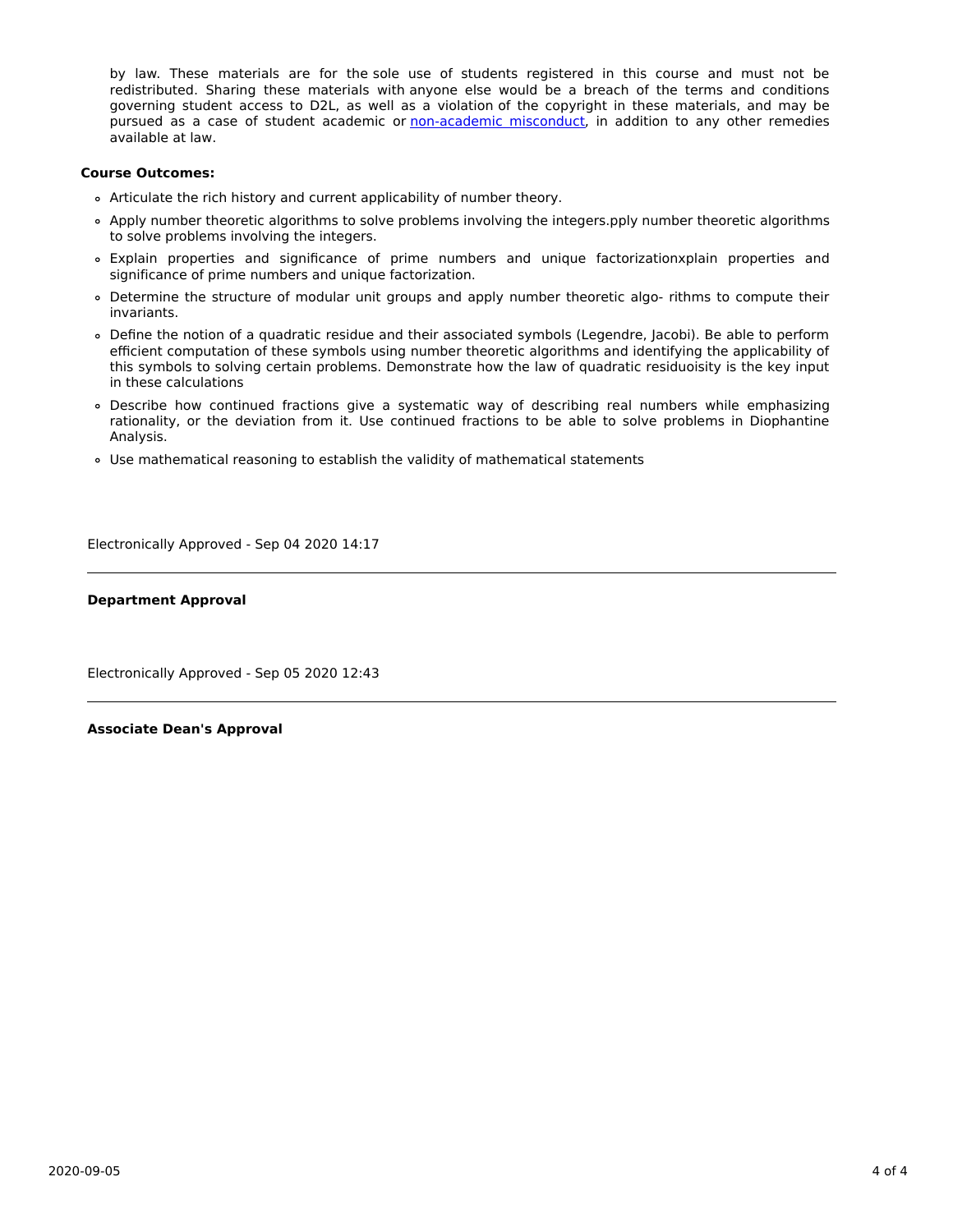by law. These materials are for the sole use of students registered in this course and must not be redistributed. Sharing these materials with anyone else would be a breach of the terms and conditions governing student access to D2L, as well as a violation of the copyright in these materials, and may be pursued as a case of student academic or [non-academic misconduct](), in addition to any other remedies available at law.

**Course Outcomes:**

- Articulate the rich history and current applicability of number theory.
- Apply number theoretic algorithms to solve problems involving the integers.pply number theoretic algorithms to solve problems involving the integers.
- Explain properties and significance of prime numbers and unique factorizationxplain properties and significance of prime numbers and unique factorization.
- Determine the structure of modular unit groups and apply number theoretic algo- rithms to compute their invariants.
- Define the notion of a quadratic residue and their associated symbols (Legendre, Jacobi). Be able to perform efficient computation of these symbols using number theoretic algorithms and identifying the applicability of this symbols to solving certain problems. Demonstrate how the law of quadratic residuoisity is the key input in these calculations
- Describe how continued fractions give a systematic way of describing real numbers while emphasizing rationality, or the deviation from it. Use continued fractions to be able to solve problems in Diophantine Analysis.
- Use mathematical reasoning to establish the validity of mathematical statements

Electronically Approved - Sep 04 2020 14:17

---

**Department Approval**

Electronically Approved - Sep 05 2020 12:43

---

**Associate Dean's Approval**